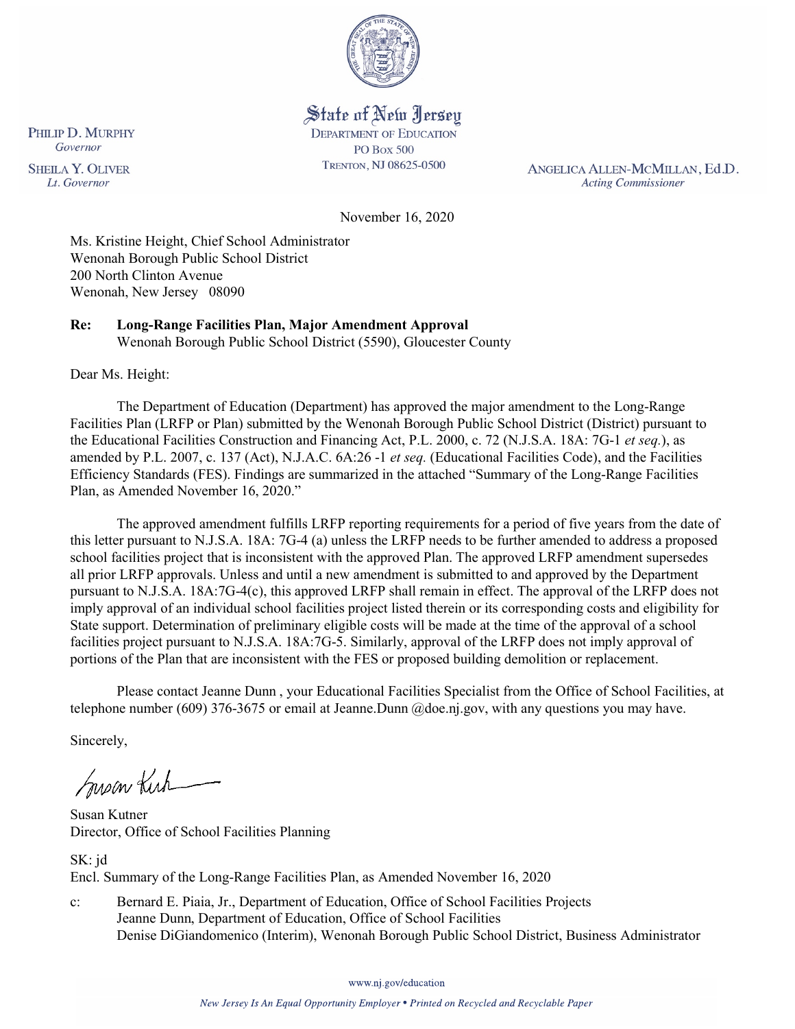State of New Jersey
DEPARTMENT OF EDUCATION
PO Box 500
TRENTON, NJ 08625-0500

PHILIP D. MURPHY
*Governor*

SHEILA Y. OLIVER
*Lt. Governor*

ANGELICA ALLEN-MCMILLAN, Ed.D.
*Acting Commissioner*

November 16, 2020

Ms. Kristine Height, Chief School Administrator
Wenonah Borough Public School District
200 North Clinton Avenue
Wenonah, New Jersey 08090

**Re: Long-Range Facilities Plan, Major Amendment Approval**
Wenonah Borough Public School District (5590), Gloucester County

Dear Ms. Height:

The Department of Education (Department) has approved the major amendment to the Long-Range Facilities Plan (LRFP or Plan) submitted by the Wenonah Borough Public School District (District) pursuant to the Educational Facilities Construction and Financing Act, P.L. 2000, c. 72 (N.J.S.A. 18A: 7G-1 *et seq.*), as amended by P.L. 2007, c. 137 (Act), N.J.A.C. 6A:26 -1 *et seq.* (Educational Facilities Code), and the Facilities Efficiency Standards (FES). Findings are summarized in the attached "Summary of the Long-Range Facilities Plan, as Amended November 16, 2020."

The approved amendment fulfills LRFP reporting requirements for a period of five years from the date of this letter pursuant to N.J.S.A. 18A: 7G-4 (a) unless the LRFP needs to be further amended to address a proposed school facilities project that is inconsistent with the approved Plan. The approved LRFP amendment supersedes all prior LRFP approvals. Unless and until a new amendment is submitted to and approved by the Department pursuant to N.J.S.A. 18A:7G-4(c), this approved LRFP shall remain in effect. The approval of the LRFP does not imply approval of an individual school facilities project listed therein or its corresponding costs and eligibility for State support. Determination of preliminary eligible costs will be made at the time of the approval of a school facilities project pursuant to N.J.S.A. 18A:7G-5. Similarly, approval of the LRFP does not imply approval of portions of the Plan that are inconsistent with the FES or proposed building demolition or replacement.

Please contact Jeanne Dunn , your Educational Facilities Specialist from the Office of School Facilities, at telephone number (609) 376-3675 or email at Jeanne.Dunn @doe.nj.gov, with any questions you may have.

Sincerely,

Susan Kutner
Director, Office of School Facilities Planning

SK: jd
Encl. Summary of the Long-Range Facilities Plan, as Amended November 16, 2020

c: Bernard E. Piaia, Jr., Department of Education, Office of School Facilities Projects
Jeanne Dunn, Department of Education, Office of School Facilities
Denise DiGiandomenico (Interim), Wenonah Borough Public School District, Business Administrator

www.nj.gov/education

*New Jersey Is An Equal Opportunity Employer • Printed on Recycled and Recyclable Paper*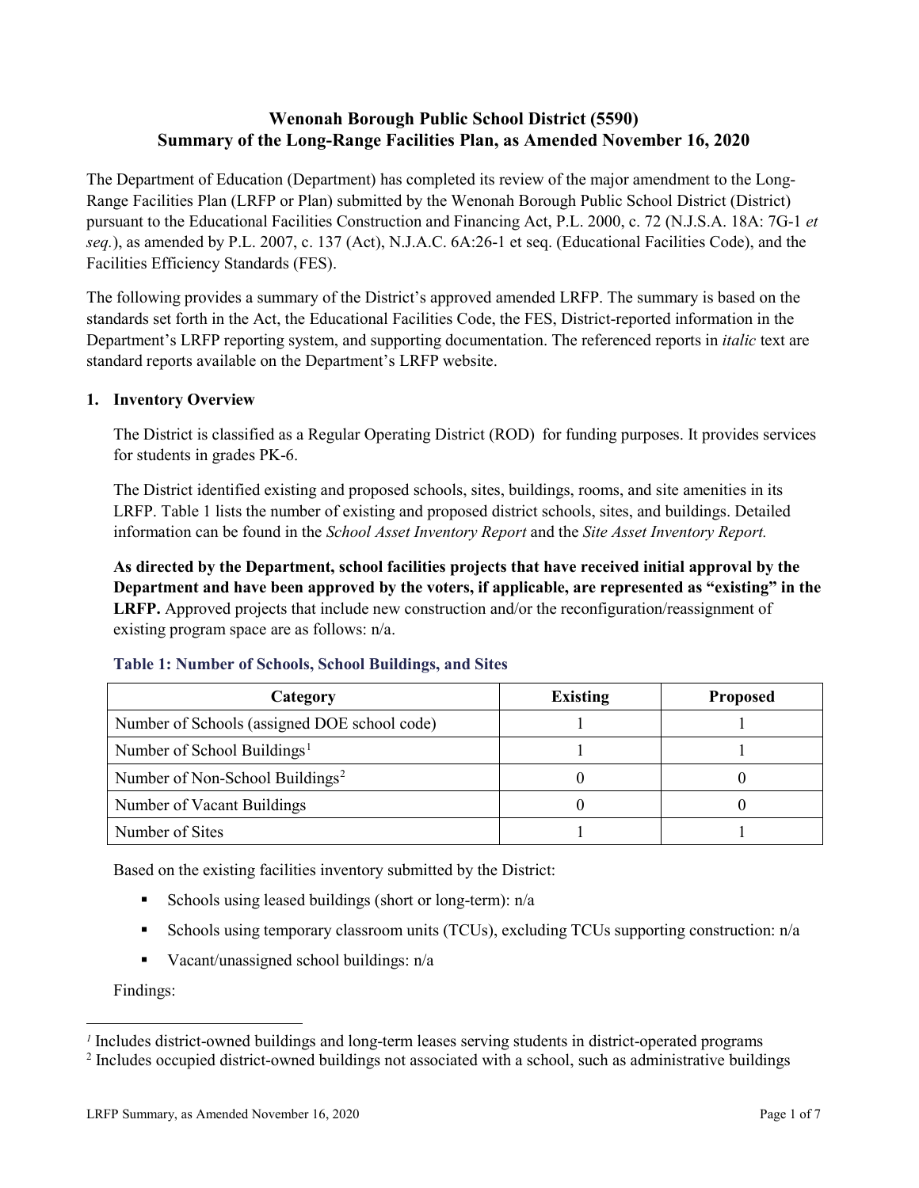# Wenonah Borough Public School District (5590)
# Summary of the Long-Range Facilities Plan, as Amended November 16, 2020

The Department of Education (Department) has completed its review of the major amendment to the Long-Range Facilities Plan (LRFP or Plan) submitted by the Wenonah Borough Public School District (District) pursuant to the Educational Facilities Construction and Financing Act, P.L. 2000, c. 72 (N.J.S.A. 18A: 7G-1 *et seq.*), as amended by P.L. 2007, c. 137 (Act), N.J.A.C. 6A:26-1 et seq. (Educational Facilities Code), and the Facilities Efficiency Standards (FES).

The following provides a summary of the District's approved amended LRFP. The summary is based on the standards set forth in the Act, the Educational Facilities Code, the FES, District-reported information in the Department's LRFP reporting system, and supporting documentation. The referenced reports in *italic* text are standard reports available on the Department's LRFP website.

## 1. Inventory Overview

The District is classified as a Regular Operating District (ROD) for funding purposes. It provides services for students in grades PK-6.

The District identified existing and proposed schools, sites, buildings, rooms, and site amenities in its LRFP. Table 1 lists the number of existing and proposed district schools, sites, and buildings. Detailed information can be found in the *School Asset Inventory Report* and the *Site Asset Inventory Report.*

**As directed by the Department, school facilities projects that have received initial approval by the Department and have been approved by the voters, if applicable, are represented as "existing" in the LRFP.** Approved projects that include new construction and/or the reconfiguration/reassignment of existing program space are as follows: n/a.

### Table 1: Number of Schools, School Buildings, and Sites

| Category | Existing | Proposed |
|---|---|---|
| Number of Schools (assigned DOE school code) | 1 | 1 |
| Number of School Buildings[1] | 1 | 1 |
| Number of Non-School Buildings[2] | 0 | 0 |
| Number of Vacant Buildings | 0 | 0 |
| Number of Sites | 1 | 1 |

Based on the existing facilities inventory submitted by the District:

- Schools using leased buildings (short or long-term): n/a
- Schools using temporary classroom units (TCUs), excluding TCUs supporting construction: n/a
- Vacant/unassigned school buildings: n/a

Findings:

[1] Includes district-owned buildings and long-term leases serving students in district-operated programs

[2] Includes occupied district-owned buildings not associated with a school, such as administrative buildings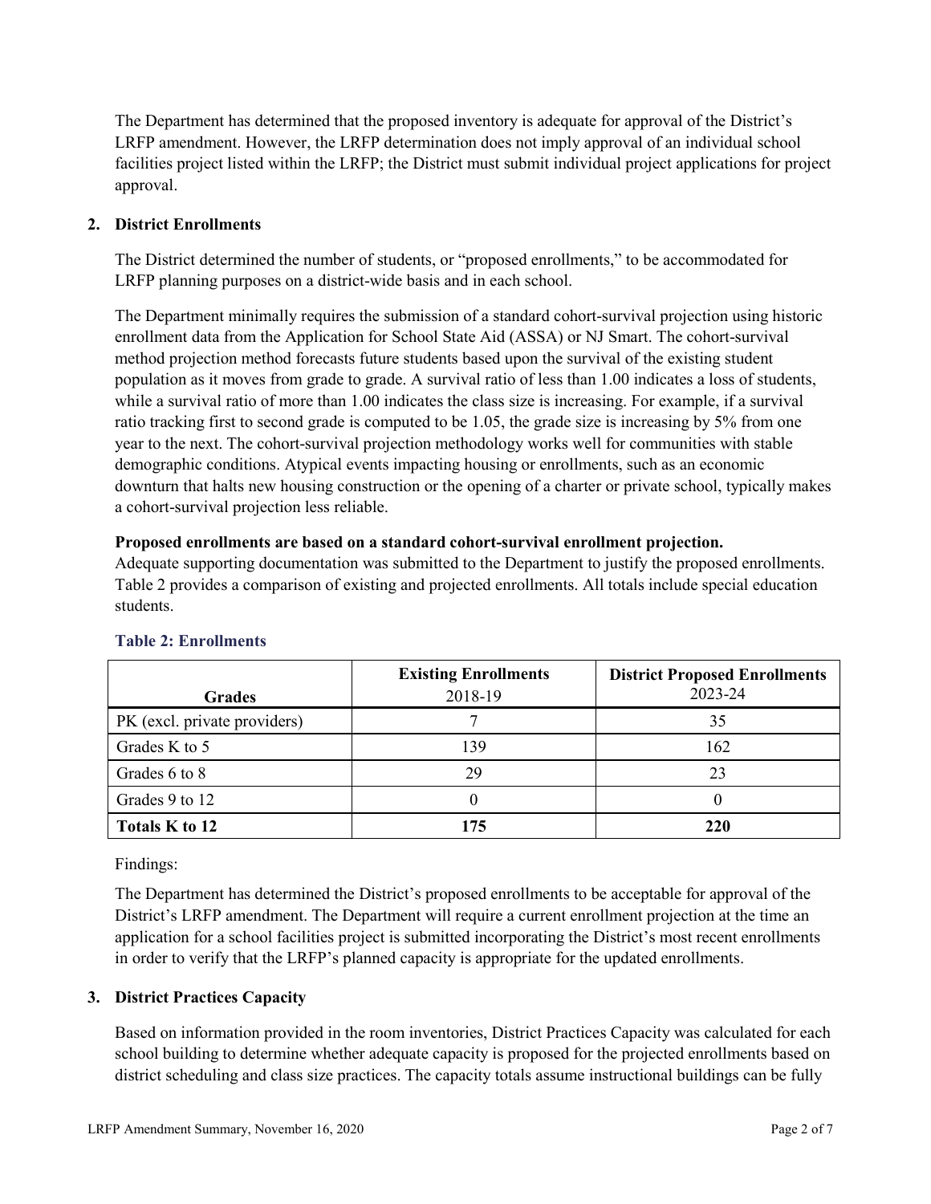The Department has determined that the proposed inventory is adequate for approval of the District's LRFP amendment. However, the LRFP determination does not imply approval of an individual school facilities project listed within the LRFP; the District must submit individual project applications for project approval.

## 2. District Enrollments

The District determined the number of students, or "proposed enrollments," to be accommodated for LRFP planning purposes on a district-wide basis and in each school.

The Department minimally requires the submission of a standard cohort-survival projection using historic enrollment data from the Application for School State Aid (ASSA) or NJ Smart. The cohort-survival method projection method forecasts future students based upon the survival of the existing student population as it moves from grade to grade. A survival ratio of less than 1.00 indicates a loss of students, while a survival ratio of more than 1.00 indicates the class size is increasing. For example, if a survival ratio tracking first to second grade is computed to be 1.05, the grade size is increasing by 5% from one year to the next. The cohort-survival projection methodology works well for communities with stable demographic conditions. Atypical events impacting housing or enrollments, such as an economic downturn that halts new housing construction or the opening of a charter or private school, typically makes a cohort-survival projection less reliable.

**Proposed enrollments are based on a standard cohort-survival enrollment projection.**

Adequate supporting documentation was submitted to the Department to justify the proposed enrollments. Table 2 provides a comparison of existing and projected enrollments. All totals include special education students.

### Table 2: Enrollments

| Grades | Existing Enrollments 2018-19 | District Proposed Enrollments 2023-24 |
|---|---|---|
| PK (excl. private providers) | 7 | 35 |
| Grades K to 5 | 139 | 162 |
| Grades 6 to 8 | 29 | 23 |
| Grades 9 to 12 | 0 | 0 |
| **Totals K to 12** | **175** | **220** |

Findings:

The Department has determined the District's proposed enrollments to be acceptable for approval of the District's LRFP amendment. The Department will require a current enrollment projection at the time an application for a school facilities project is submitted incorporating the District's most recent enrollments in order to verify that the LRFP's planned capacity is appropriate for the updated enrollments.

## 3. District Practices Capacity

Based on information provided in the room inventories, District Practices Capacity was calculated for each school building to determine whether adequate capacity is proposed for the projected enrollments based on district scheduling and class size practices. The capacity totals assume instructional buildings can be fully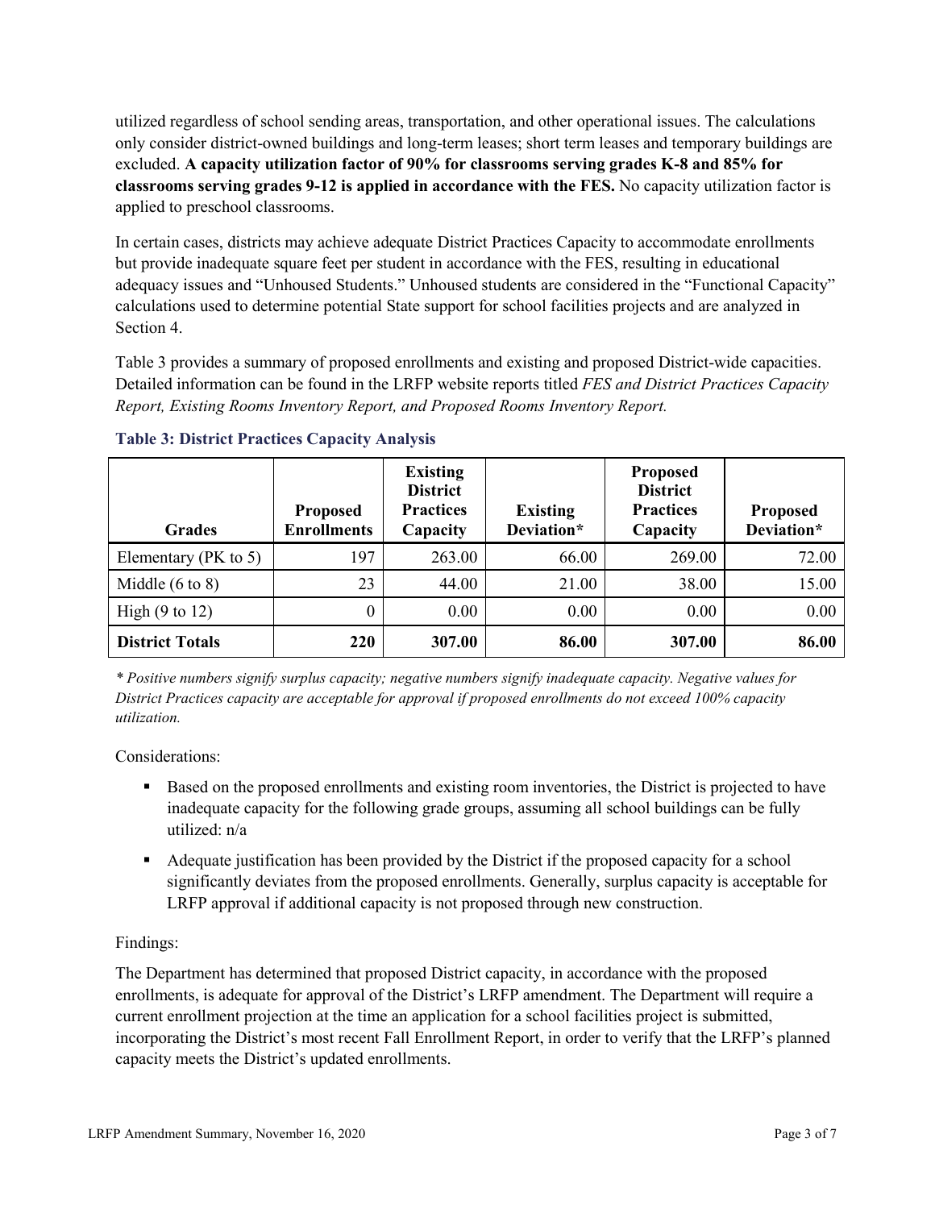utilized regardless of school sending areas, transportation, and other operational issues. The calculations only consider district-owned buildings and long-term leases; short term leases and temporary buildings are excluded. **A capacity utilization factor of 90% for classrooms serving grades K-8 and 85% for classrooms serving grades 9-12 is applied in accordance with the FES.** No capacity utilization factor is applied to preschool classrooms.

In certain cases, districts may achieve adequate District Practices Capacity to accommodate enrollments but provide inadequate square feet per student in accordance with the FES, resulting in educational adequacy issues and "Unhoused Students." Unhoused students are considered in the "Functional Capacity" calculations used to determine potential State support for school facilities projects and are analyzed in Section 4.

Table 3 provides a summary of proposed enrollments and existing and proposed District-wide capacities. Detailed information can be found in the LRFP website reports titled *FES and District Practices Capacity Report, Existing Rooms Inventory Report, and Proposed Rooms Inventory Report.*

### Table 3: District Practices Capacity Analysis

| Grades | Proposed Enrollments | Existing District Practices Capacity | Existing Deviation* | Proposed District Practices Capacity | Proposed Deviation* |
|---|---|---|---|---|---|
| Elementary (PK to 5) | 197 | 263.00 | 66.00 | 269.00 | 72.00 |
| Middle (6 to 8) | 23 | 44.00 | 21.00 | 38.00 | 15.00 |
| High (9 to 12) | 0 | 0.00 | 0.00 | 0.00 | 0.00 |
| **District Totals** | **220** | **307.00** | **86.00** | **307.00** | **86.00** |

*\* Positive numbers signify surplus capacity; negative numbers signify inadequate capacity. Negative values for District Practices capacity are acceptable for approval if proposed enrollments do not exceed 100% capacity utilization.*

Considerations:

- Based on the proposed enrollments and existing room inventories, the District is projected to have inadequate capacity for the following grade groups, assuming all school buildings can be fully utilized: n/a
- Adequate justification has been provided by the District if the proposed capacity for a school significantly deviates from the proposed enrollments. Generally, surplus capacity is acceptable for LRFP approval if additional capacity is not proposed through new construction.

Findings:

The Department has determined that proposed District capacity, in accordance with the proposed enrollments, is adequate for approval of the District's LRFP amendment. The Department will require a current enrollment projection at the time an application for a school facilities project is submitted, incorporating the District's most recent Fall Enrollment Report, in order to verify that the LRFP's planned capacity meets the District's updated enrollments.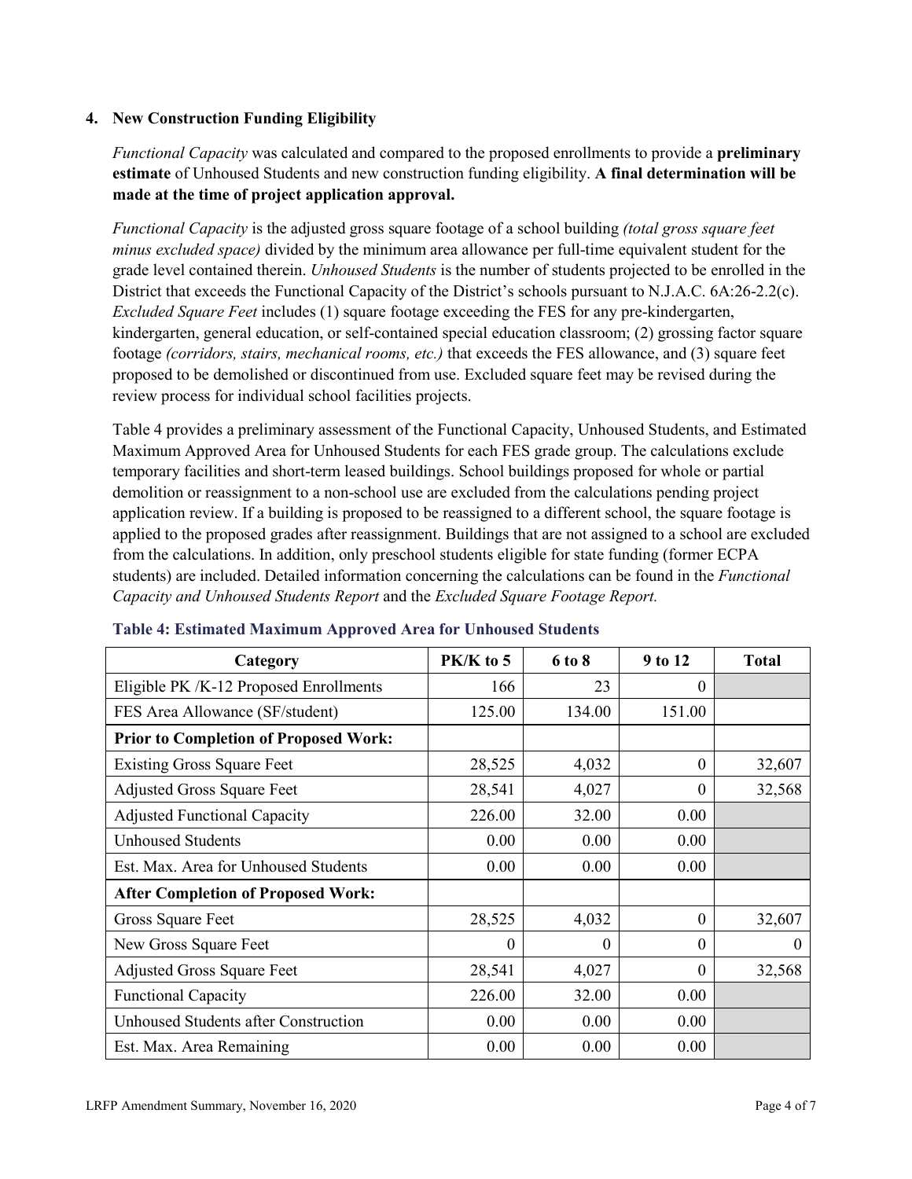## 4. New Construction Funding Eligibility

*Functional Capacity* was calculated and compared to the proposed enrollments to provide a **preliminary estimate** of Unhoused Students and new construction funding eligibility. **A final determination will be made at the time of project application approval.**

*Functional Capacity* is the adjusted gross square footage of a school building *(total gross square feet minus excluded space)* divided by the minimum area allowance per full-time equivalent student for the grade level contained therein. *Unhoused Students* is the number of students projected to be enrolled in the District that exceeds the Functional Capacity of the District's schools pursuant to N.J.A.C. 6A:26-2.2(c). *Excluded Square Feet* includes (1) square footage exceeding the FES for any pre-kindergarten, kindergarten, general education, or self-contained special education classroom; (2) grossing factor square footage *(corridors, stairs, mechanical rooms, etc.)* that exceeds the FES allowance, and (3) square feet proposed to be demolished or discontinued from use. Excluded square feet may be revised during the review process for individual school facilities projects.

Table 4 provides a preliminary assessment of the Functional Capacity, Unhoused Students, and Estimated Maximum Approved Area for Unhoused Students for each FES grade group. The calculations exclude temporary facilities and short-term leased buildings. School buildings proposed for whole or partial demolition or reassignment to a non-school use are excluded from the calculations pending project application review. If a building is proposed to be reassigned to a different school, the square footage is applied to the proposed grades after reassignment. Buildings that are not assigned to a school are excluded from the calculations. In addition, only preschool students eligible for state funding (former ECPA students) are included. Detailed information concerning the calculations can be found in the *Functional Capacity and Unhoused Students Report* and the *Excluded Square Footage Report.*

**Table 4: Estimated Maximum Approved Area for Unhoused Students**

| Category | PK/K to 5 | 6 to 8 | 9 to 12 | Total |
|---|---|---|---|---|
| Eligible PK /K-12 Proposed Enrollments | 166 | 23 | 0 | |
| FES Area Allowance (SF/student) | 125.00 | 134.00 | 151.00 | |
| **Prior to Completion of Proposed Work:** | | | | |
| Existing Gross Square Feet | 28,525 | 4,032 | 0 | 32,607 |
| Adjusted Gross Square Feet | 28,541 | 4,027 | 0 | 32,568 |
| Adjusted Functional Capacity | 226.00 | 32.00 | 0.00 | |
| Unhoused Students | 0.00 | 0.00 | 0.00 | |
| Est. Max. Area for Unhoused Students | 0.00 | 0.00 | 0.00 | |
| **After Completion of Proposed Work:** | | | | |
| Gross Square Feet | 28,525 | 4,032 | 0 | 32,607 |
| New Gross Square Feet | 0 | 0 | 0 | 0 |
| Adjusted Gross Square Feet | 28,541 | 4,027 | 0 | 32,568 |
| Functional Capacity | 226.00 | 32.00 | 0.00 | |
| Unhoused Students after Construction | 0.00 | 0.00 | 0.00 | |
| Est. Max. Area Remaining | 0.00 | 0.00 | 0.00 | |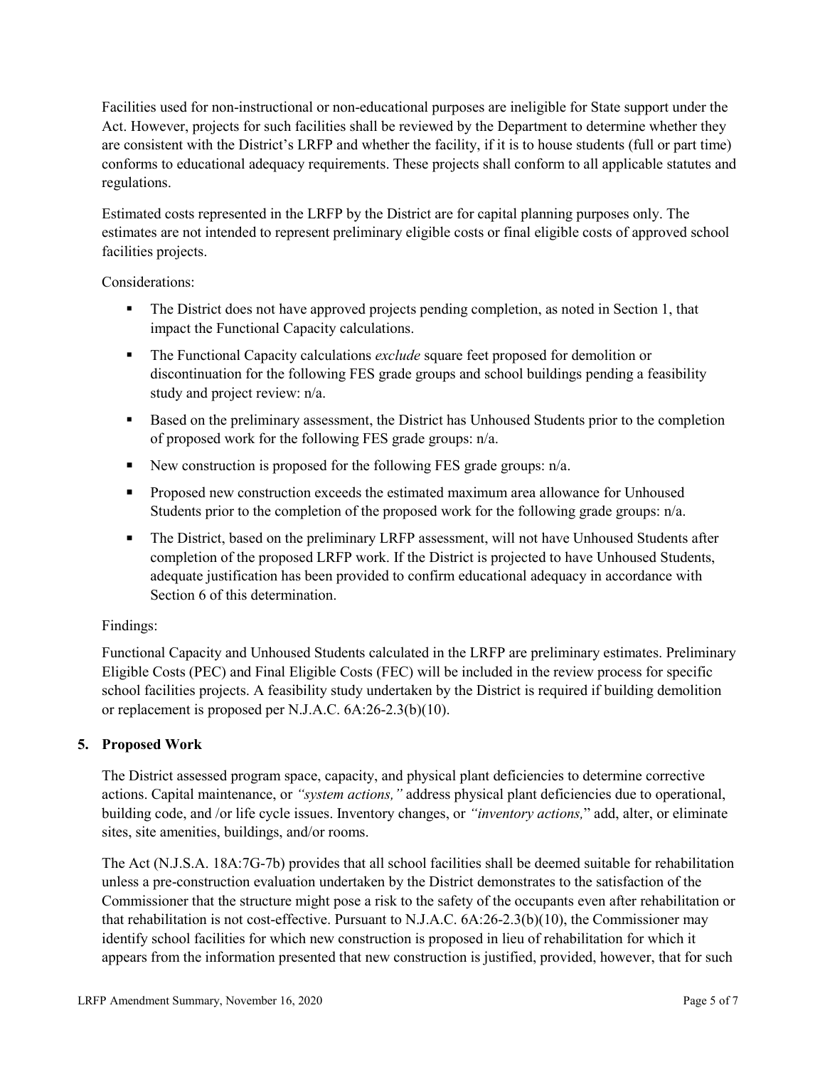Facilities used for non-instructional or non-educational purposes are ineligible for State support under the Act. However, projects for such facilities shall be reviewed by the Department to determine whether they are consistent with the District's LRFP and whether the facility, if it is to house students (full or part time) conforms to educational adequacy requirements. These projects shall conform to all applicable statutes and regulations.

Estimated costs represented in the LRFP by the District are for capital planning purposes only. The estimates are not intended to represent preliminary eligible costs or final eligible costs of approved school facilities projects.

Considerations:

- The District does not have approved projects pending completion, as noted in Section 1, that impact the Functional Capacity calculations.
- The Functional Capacity calculations *exclude* square feet proposed for demolition or discontinuation for the following FES grade groups and school buildings pending a feasibility study and project review: n/a.
- Based on the preliminary assessment, the District has Unhoused Students prior to the completion of proposed work for the following FES grade groups: n/a.
- New construction is proposed for the following FES grade groups: n/a.
- Proposed new construction exceeds the estimated maximum area allowance for Unhoused Students prior to the completion of the proposed work for the following grade groups: n/a.
- The District, based on the preliminary LRFP assessment, will not have Unhoused Students after completion of the proposed LRFP work. If the District is projected to have Unhoused Students, adequate justification has been provided to confirm educational adequacy in accordance with Section 6 of this determination.

Findings:

Functional Capacity and Unhoused Students calculated in the LRFP are preliminary estimates. Preliminary Eligible Costs (PEC) and Final Eligible Costs (FEC) will be included in the review process for specific school facilities projects. A feasibility study undertaken by the District is required if building demolition or replacement is proposed per N.J.A.C. 6A:26-2.3(b)(10).

## 5. Proposed Work

The District assessed program space, capacity, and physical plant deficiencies to determine corrective actions. Capital maintenance, or *"system actions,"* address physical plant deficiencies due to operational, building code, and /or life cycle issues. Inventory changes, or *"inventory actions,"* add, alter, or eliminate sites, site amenities, buildings, and/or rooms.

The Act (N.J.S.A. 18A:7G-7b) provides that all school facilities shall be deemed suitable for rehabilitation unless a pre-construction evaluation undertaken by the District demonstrates to the satisfaction of the Commissioner that the structure might pose a risk to the safety of the occupants even after rehabilitation or that rehabilitation is not cost-effective. Pursuant to N.J.A.C. 6A:26-2.3(b)(10), the Commissioner may identify school facilities for which new construction is proposed in lieu of rehabilitation for which it appears from the information presented that new construction is justified, provided, however, that for such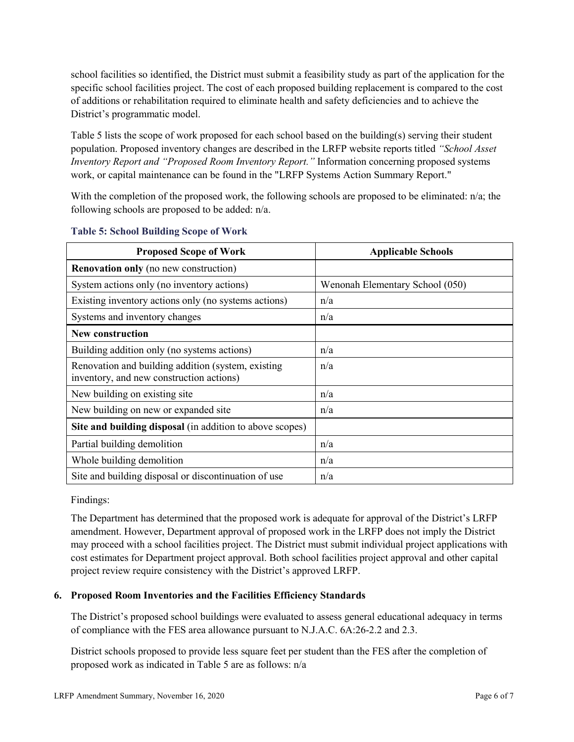school facilities so identified, the District must submit a feasibility study as part of the application for the specific school facilities project. The cost of each proposed building replacement is compared to the cost of additions or rehabilitation required to eliminate health and safety deficiencies and to achieve the District's programmatic model.

Table 5 lists the scope of work proposed for each school based on the building(s) serving their student population. Proposed inventory changes are described in the LRFP website reports titled *"School Asset Inventory Report and "Proposed Room Inventory Report."* Information concerning proposed systems work, or capital maintenance can be found in the "LRFP Systems Action Summary Report."

With the completion of the proposed work, the following schools are proposed to be eliminated: n/a; the following schools are proposed to be added: n/a.

**Table 5: School Building Scope of Work**

| Proposed Scope of Work | Applicable Schools |
|---|---|
| **Renovation only** (no new construction) | |
| System actions only (no inventory actions) | Wenonah Elementary School (050) |
| Existing inventory actions only (no systems actions) | n/a |
| Systems and inventory changes | n/a |
| **New construction** | |
| Building addition only (no systems actions) | n/a |
| Renovation and building addition (system, existing inventory, and new construction actions) | n/a |
| New building on existing site | n/a |
| New building on new or expanded site | n/a |
| **Site and building disposal** (in addition to above scopes) | |
| Partial building demolition | n/a |
| Whole building demolition | n/a |
| Site and building disposal or discontinuation of use | n/a |

Findings:

The Department has determined that the proposed work is adequate for approval of the District's LRFP amendment. However, Department approval of proposed work in the LRFP does not imply the District may proceed with a school facilities project. The District must submit individual project applications with cost estimates for Department project approval. Both school facilities project approval and other capital project review require consistency with the District's approved LRFP.

**6. Proposed Room Inventories and the Facilities Efficiency Standards**

The District's proposed school buildings were evaluated to assess general educational adequacy in terms of compliance with the FES area allowance pursuant to N.J.A.C. 6A:26-2.2 and 2.3.

District schools proposed to provide less square feet per student than the FES after the completion of proposed work as indicated in Table 5 are as follows: n/a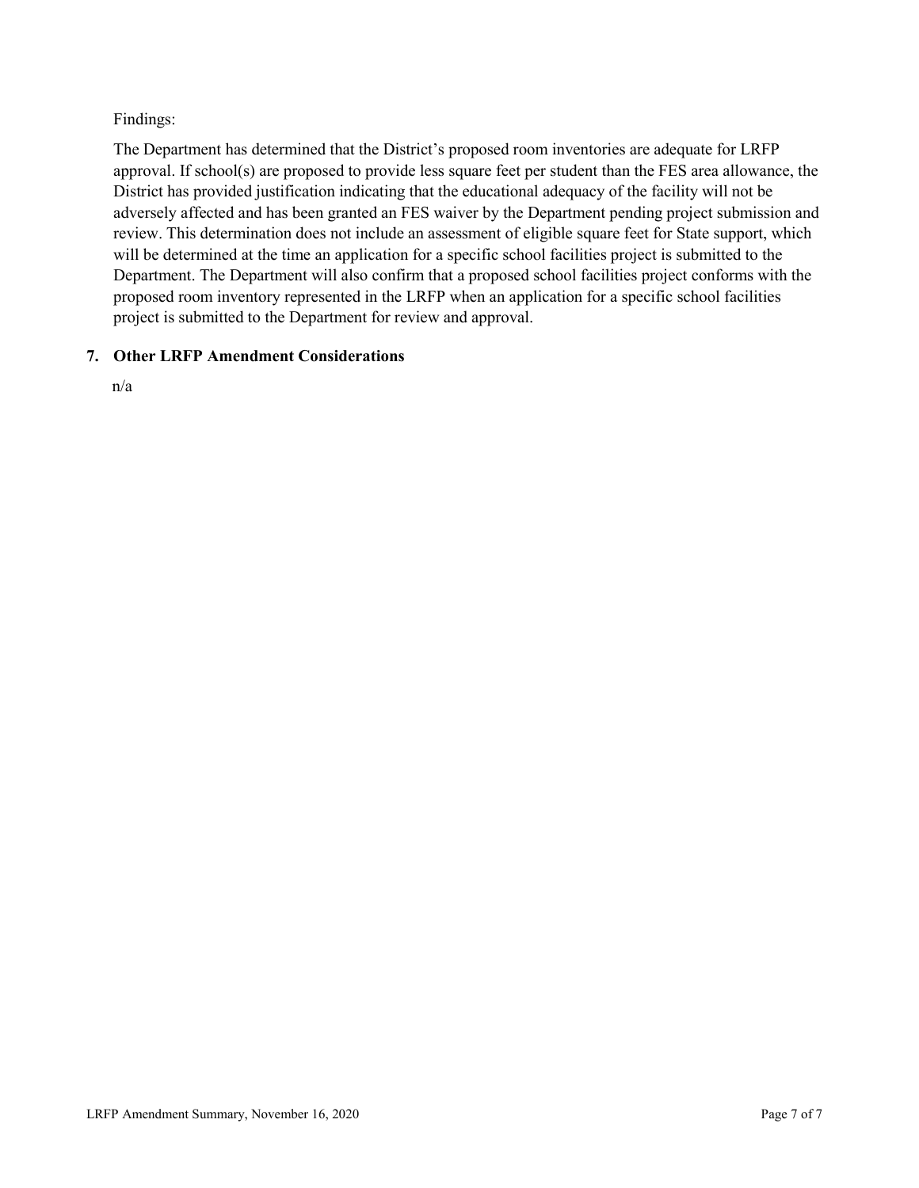Findings:

The Department has determined that the District's proposed room inventories are adequate for LRFP approval. If school(s) are proposed to provide less square feet per student than the FES area allowance, the District has provided justification indicating that the educational adequacy of the facility will not be adversely affected and has been granted an FES waiver by the Department pending project submission and review. This determination does not include an assessment of eligible square feet for State support, which will be determined at the time an application for a specific school facilities project is submitted to the Department. The Department will also confirm that a proposed school facilities project conforms with the proposed room inventory represented in the LRFP when an application for a specific school facilities project is submitted to the Department for review and approval.

**7. Other LRFP Amendment Considerations**

n/a